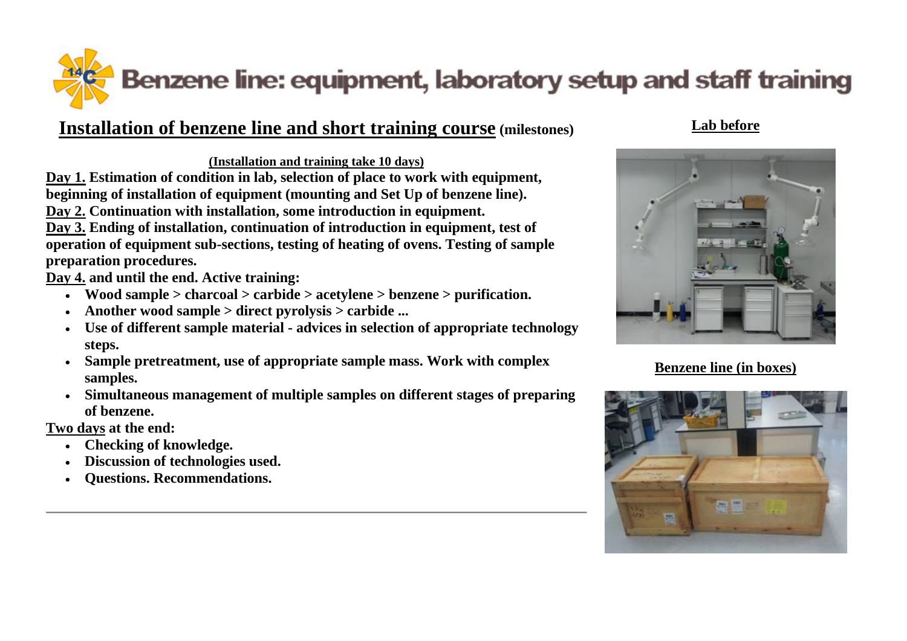# Benzene line: equipment, laboratory setup and staff training

## Installation of benzene line and short training course (milestones)

**(Installation and training take 10 days)**

**Day 1.** **Estimation of condition in lab, selection of place to work with equipment, beginning of installation of equipment (mounting and Set Up of benzene line).**

**Day 2.** **Continuation with installation, some introduction in equipment.**

**Day 3.** **Ending of installation, continuation of introduction in equipment, test of operation of equipment sub-sections, testing of heating of ovens. Testing of sample preparation procedures.**

**Day 4.** **and until the end. Active training:**

- **Wood sample > charcoal > carbide > acetylene > benzene > purification.**
- **Another wood sample > direct pyrolysis > carbide ...**
- **Use of different sample material - advices in selection of appropriate technology steps.**
- **Sample pretreatment, use of appropriate sample mass. Work with complex samples.**
- **Simultaneous management of multiple samples on different stages of preparing of benzene.**

**Two days** **at the end:**

- **Checking of knowledge.**
- **Discussion of technologies used.**
- **Questions. Recommendations.**

**Lab before**

**Benzene line (in boxes)**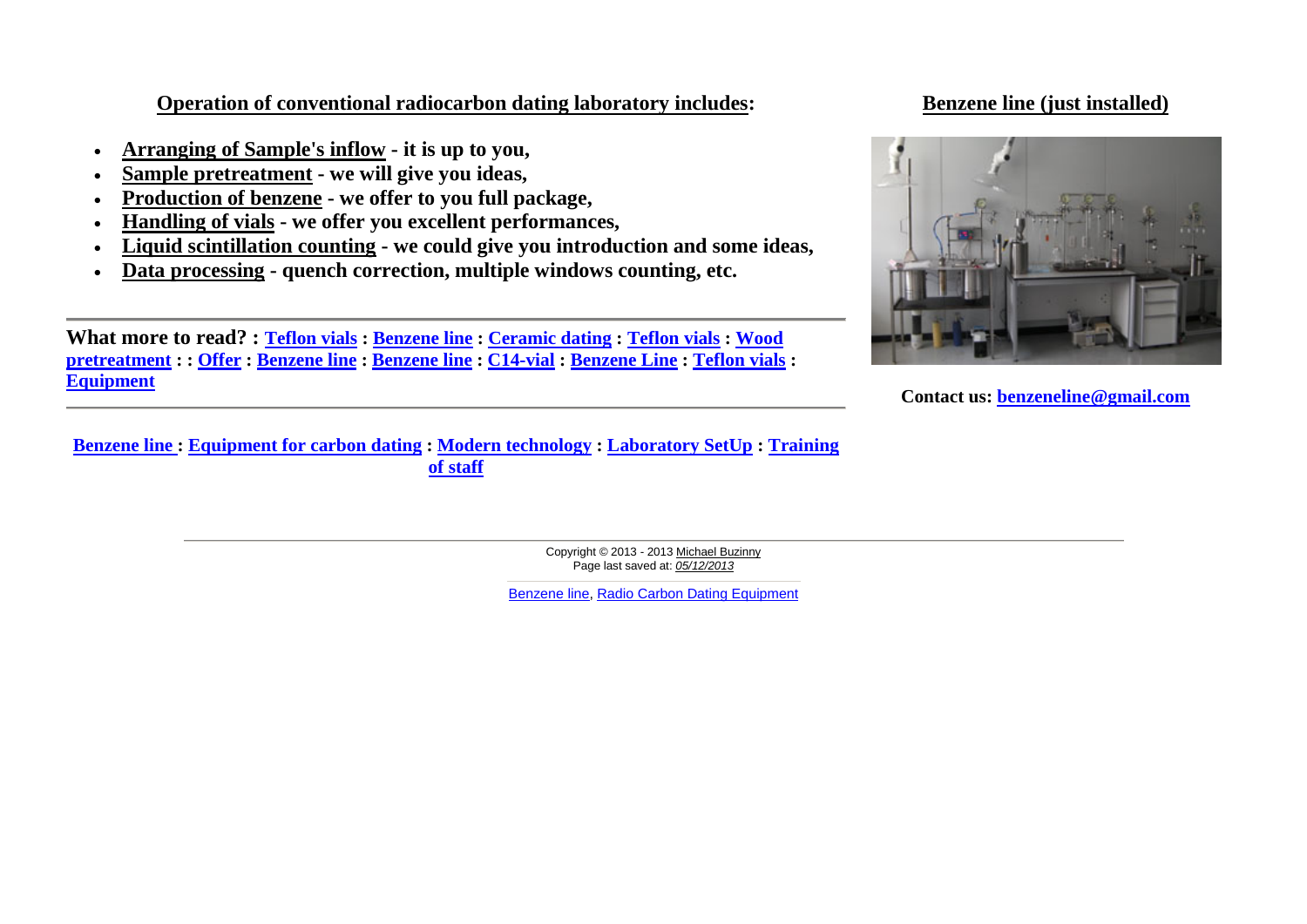## Operation of conventional radiocarbon dating laboratory includes:

- **Arranging of Sample's inflow - it is up to you,**
- **Sample pretreatment - we will give you ideas,**
- **Production of benzene - we offer to you full package,**
- **Handling of vials - we offer you excellent performances,**
- **Liquid scintillation counting - we could give you introduction and some ideas,**
- **Data processing - quench correction, multiple windows counting, etc.**

---

**What more to read? : Teflon vials : Benzene line : Ceramic dating : Teflon vials : Wood pretreatment : : Offer : Benzene line : Benzene line : C14-vial : Benzene Line : Teflon vials : Equipment**

---

**Benzene line : Equipment for carbon dating : Modern technology : Laboratory SetUp : Training of staff**

## Benzene line (just installed)

**Contact us: benzeneline@gmail.com**

---

Copyright © 2013 - 2013 Michael Buzinny
Page last saved at: *05/12/2013*

Benzene line, Radio Carbon Dating Equipment